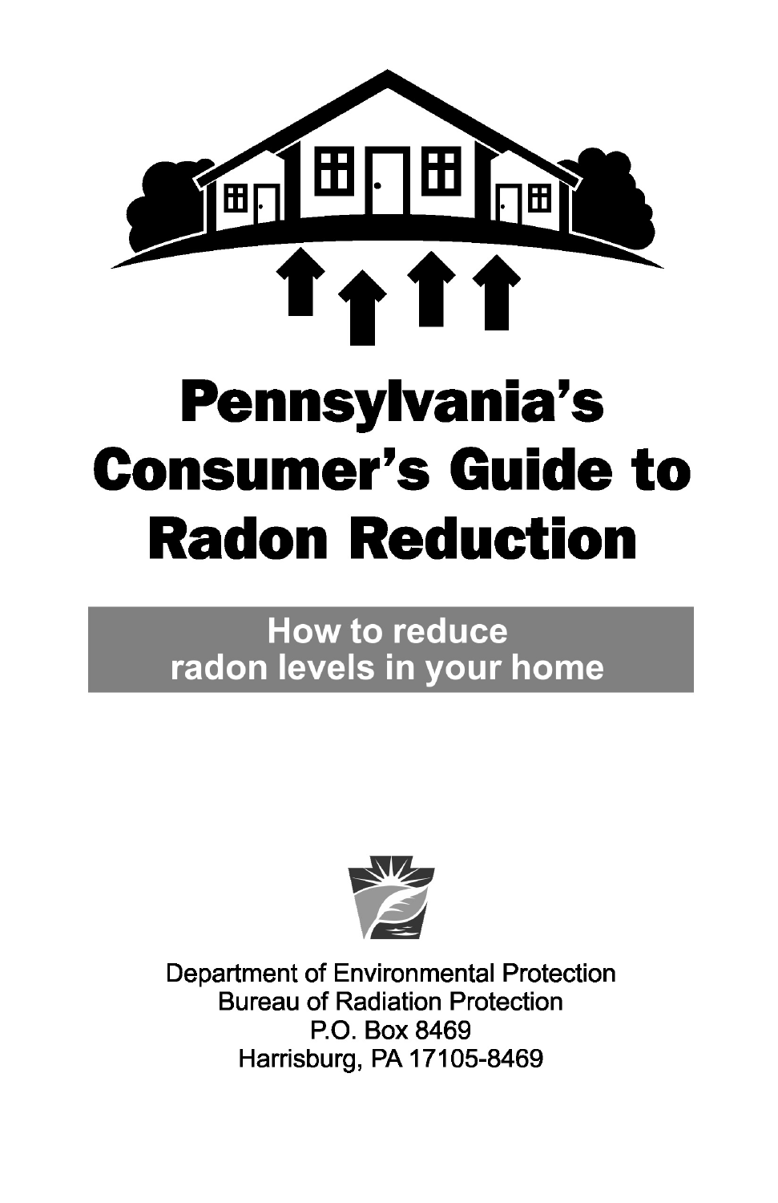# Pennsylvania's Consumer's Guide to Radon Reduction

## How to reduce radon levels in your home

Department of Environmental Protection
Bureau of Radiation Protection
P.O. Box 8469
Harrisburg, PA 17105-8469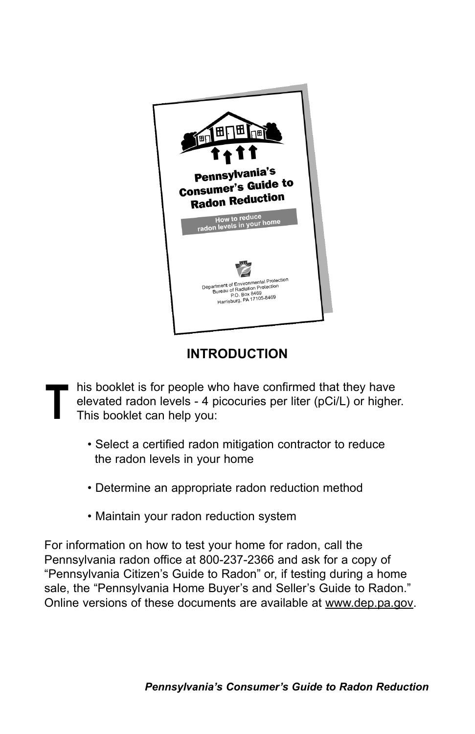## INTRODUCTION

This booklet is for people who have confirmed that they have elevated radon levels - 4 picocuries per liter (pCi/L) or higher. This booklet can help you:

- Select a certified radon mitigation contractor to reduce the radon levels in your home
- Determine an appropriate radon reduction method
- Maintain your radon reduction system

For information on how to test your home for radon, call the Pennsylvania radon office at 800-237-2366 and ask for a copy of "Pennsylvania Citizen's Guide to Radon" or, if testing during a home sale, the "Pennsylvania Home Buyer's and Seller's Guide to Radon." Online versions of these documents are available at www.dep.pa.gov.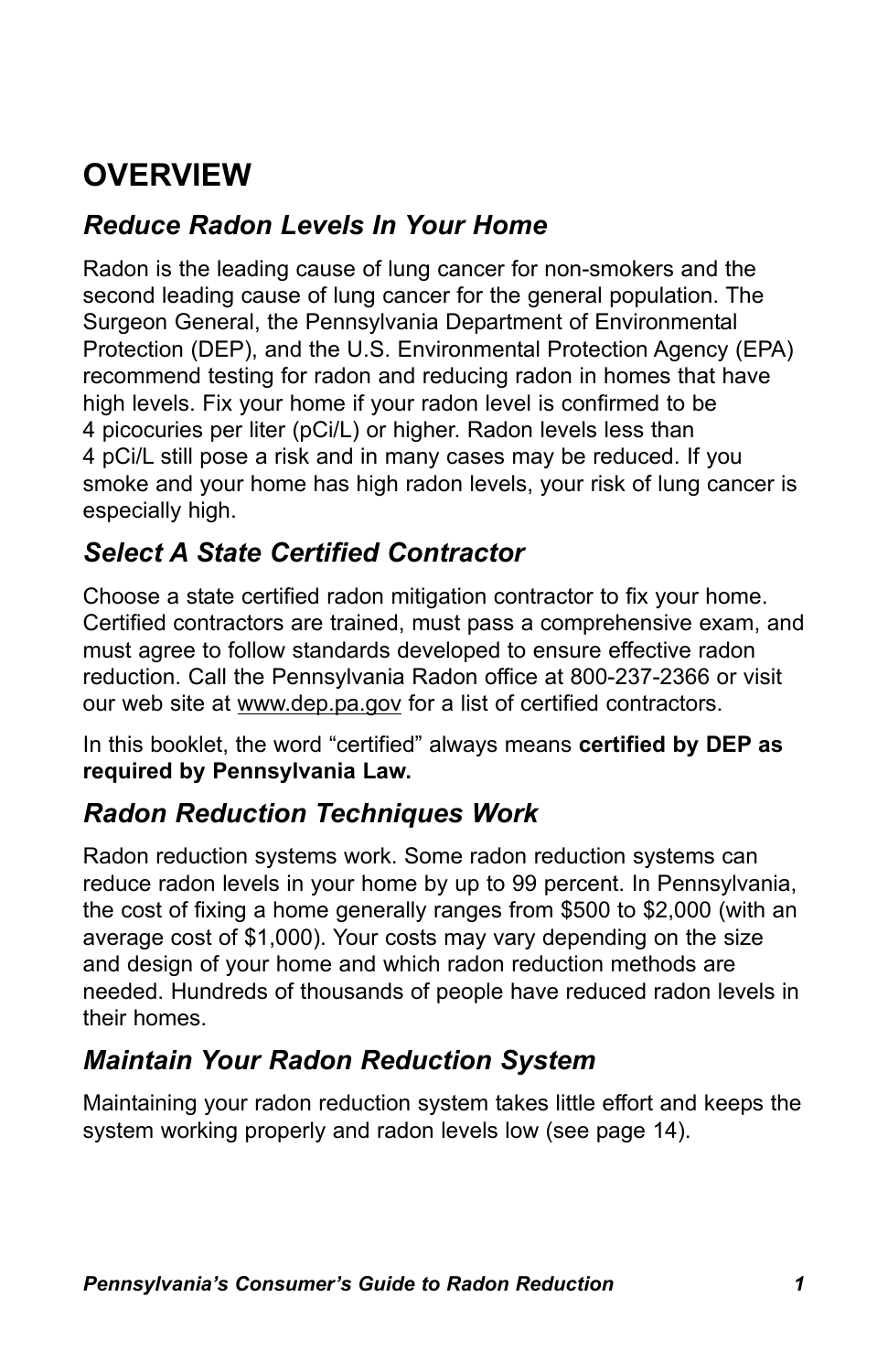# OVERVIEW

## *Reduce Radon Levels In Your Home*

Radon is the leading cause of lung cancer for non-smokers and the second leading cause of lung cancer for the general population. The Surgeon General, the Pennsylvania Department of Environmental Protection (DEP), and the U.S. Environmental Protection Agency (EPA) recommend testing for radon and reducing radon in homes that have high levels. Fix your home if your radon level is confirmed to be 4 picocuries per liter (pCi/L) or higher. Radon levels less than 4 pCi/L still pose a risk and in many cases may be reduced. If you smoke and your home has high radon levels, your risk of lung cancer is especially high.

## *Select A State Certified Contractor*

Choose a state certified radon mitigation contractor to fix your home. Certified contractors are trained, must pass a comprehensive exam, and must agree to follow standards developed to ensure effective radon reduction. Call the Pennsylvania Radon office at 800-237-2366 or visit our web site at www.dep.pa.gov for a list of certified contractors.

In this booklet, the word "certified" always means **certified by DEP as required by Pennsylvania Law.**

## *Radon Reduction Techniques Work*

Radon reduction systems work. Some radon reduction systems can reduce radon levels in your home by up to 99 percent. In Pennsylvania, the cost of fixing a home generally ranges from $500 to $2,000 (with an average cost of $1,000). Your costs may vary depending on the size and design of your home and which radon reduction methods are needed. Hundreds of thousands of people have reduced radon levels in their homes.

## *Maintain Your Radon Reduction System*

Maintaining your radon reduction system takes little effort and keeps the system working properly and radon levels low (see page 14).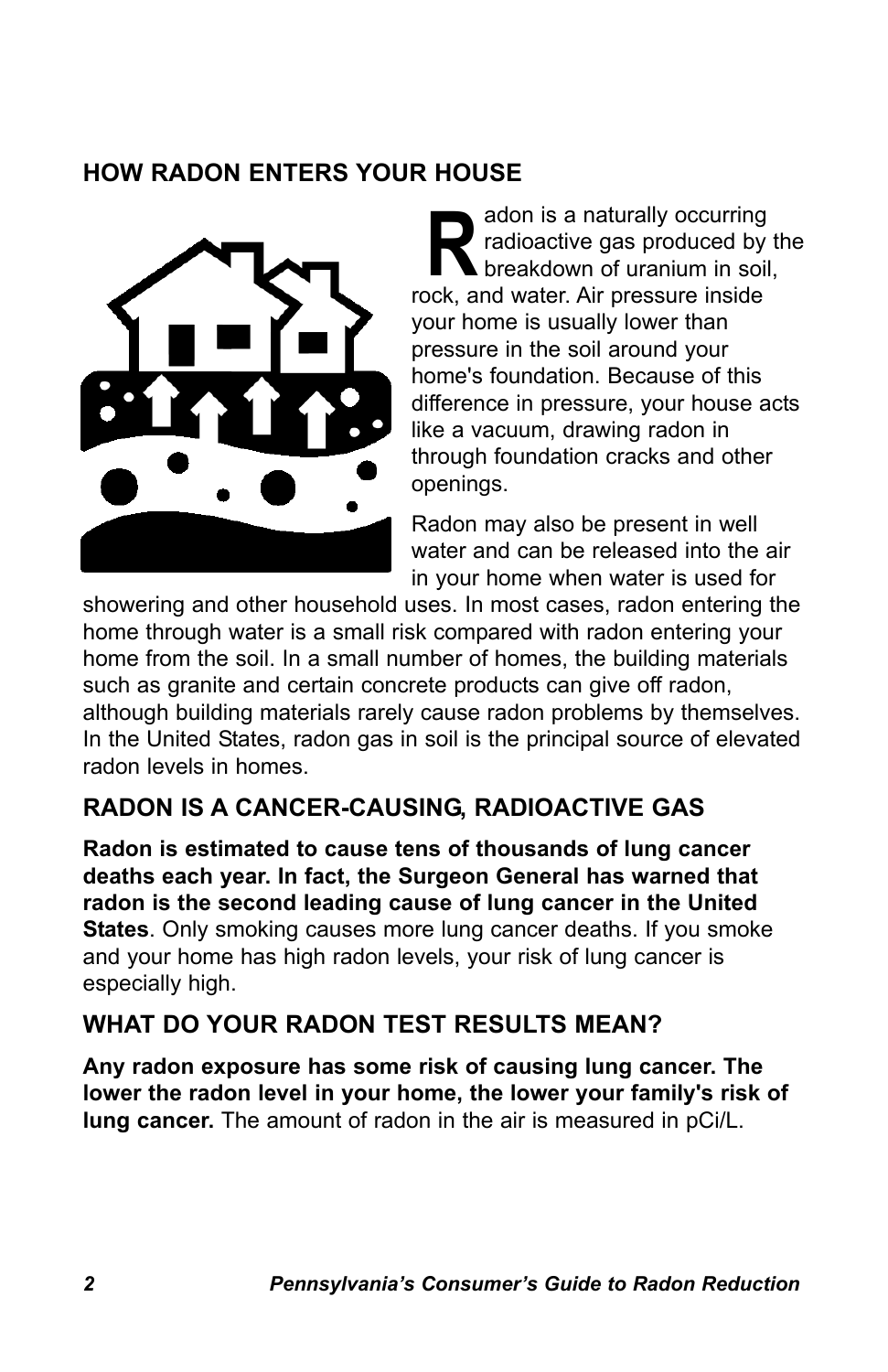## HOW RADON ENTERS YOUR HOUSE

Radon is a naturally occurring radioactive gas produced by the breakdown of uranium in soil, rock, and water. Air pressure inside your home is usually lower than pressure in the soil around your home's foundation. Because of this difference in pressure, your house acts like a vacuum, drawing radon in through foundation cracks and other openings.

Radon may also be present in well water and can be released into the air in your home when water is used for showering and other household uses. In most cases, radon entering the home through water is a small risk compared with radon entering your home from the soil. In a small number of homes, the building materials such as granite and certain concrete products can give off radon, although building materials rarely cause radon problems by themselves. In the United States, radon gas in soil is the principal source of elevated radon levels in homes.

## RADON IS A CANCER-CAUSING, RADIOACTIVE GAS

**Radon is estimated to cause tens of thousands of lung cancer deaths each year. In fact, the Surgeon General has warned that radon is the second leading cause of lung cancer in the United States**. Only smoking causes more lung cancer deaths. If you smoke and your home has high radon levels, your risk of lung cancer is especially high.

## WHAT DO YOUR RADON TEST RESULTS MEAN?

**Any radon exposure has some risk of causing lung cancer. The lower the radon level in your home, the lower your family's risk of lung cancer.** The amount of radon in the air is measured in pCi/L.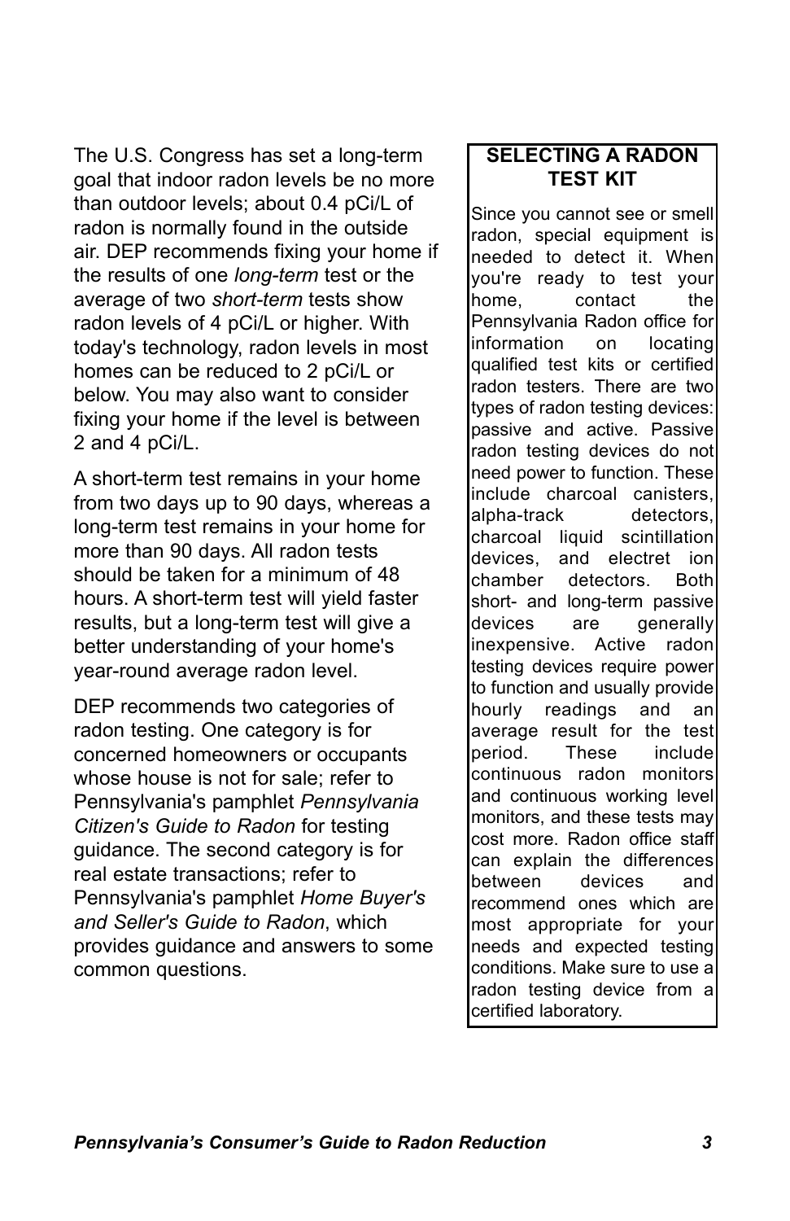The U.S. Congress has set a long-term goal that indoor radon levels be no more than outdoor levels; about 0.4 pCi/L of radon is normally found in the outside air. DEP recommends fixing your home if the results of one *long-term* test or the average of two *short-term* tests show radon levels of 4 pCi/L or higher. With today's technology, radon levels in most homes can be reduced to 2 pCi/L or below. You may also want to consider fixing your home if the level is between 2 and 4 pCi/L.

A short-term test remains in your home from two days up to 90 days, whereas a long-term test remains in your home for more than 90 days. All radon tests should be taken for a minimum of 48 hours. A short-term test will yield faster results, but a long-term test will give a better understanding of your home's year-round average radon level.

DEP recommends two categories of radon testing. One category is for concerned homeowners or occupants whose house is not for sale; refer to Pennsylvania's pamphlet *Pennsylvania Citizen's Guide to Radon* for testing guidance. The second category is for real estate transactions; refer to Pennsylvania's pamphlet *Home Buyer's and Seller's Guide to Radon*, which provides guidance and answers to some common questions.

**SELECTING A RADON TEST KIT**

Since you cannot see or smell radon, special equipment is needed to detect it. When you're ready to test your home, contact the Pennsylvania Radon office for information on locating qualified test kits or certified radon testers. There are two types of radon testing devices: passive and active. Passive radon testing devices do not need power to function. These include charcoal canisters, alpha-track detectors, charcoal liquid scintillation devices, and electret ion chamber detectors. Both short- and long-term passive devices are generally inexpensive. Active radon testing devices require power to function and usually provide hourly readings and an average result for the test period. These include continuous radon monitors and continuous working level monitors, and these tests may cost more. Radon office staff can explain the differences between devices and recommend ones which are most appropriate for your needs and expected testing conditions. Make sure to use a radon testing device from a certified laboratory.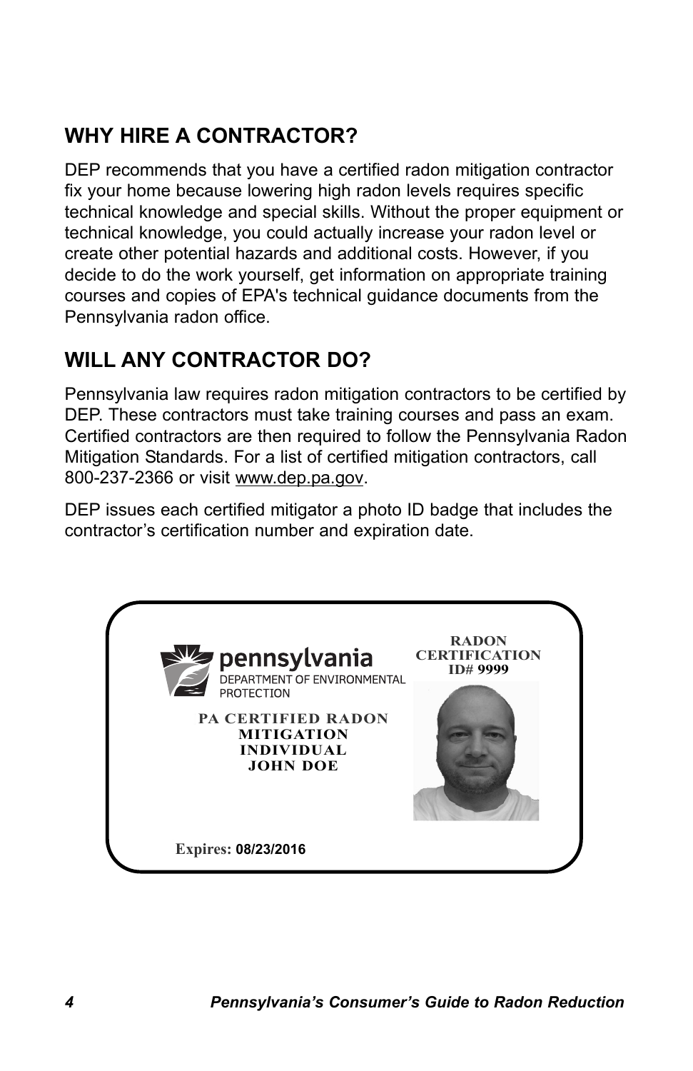## WHY HIRE A CONTRACTOR?

DEP recommends that you have a certified radon mitigation contractor fix your home because lowering high radon levels requires specific technical knowledge and special skills. Without the proper equipment or technical knowledge, you could actually increase your radon level or create other potential hazards and additional costs. However, if you decide to do the work yourself, get information on appropriate training courses and copies of EPA's technical guidance documents from the Pennsylvania radon office.

## WILL ANY CONTRACTOR DO?

Pennsylvania law requires radon mitigation contractors to be certified by DEP. These contractors must take training courses and pass an exam. Certified contractors are then required to follow the Pennsylvania Radon Mitigation Standards. For a list of certified mitigation contractors, call 800-237-2366 or visit www.dep.pa.gov.

DEP issues each certified mitigator a photo ID badge that includes the contractor's certification number and expiration date.

pennsylvania
DEPARTMENT OF ENVIRONMENTAL PROTECTION

**PA CERTIFIED RADON MITIGATION INDIVIDUAL**
**JOHN DOE**

**RADON CERTIFICATION ID# 9999**

**Expires: 08/23/2016**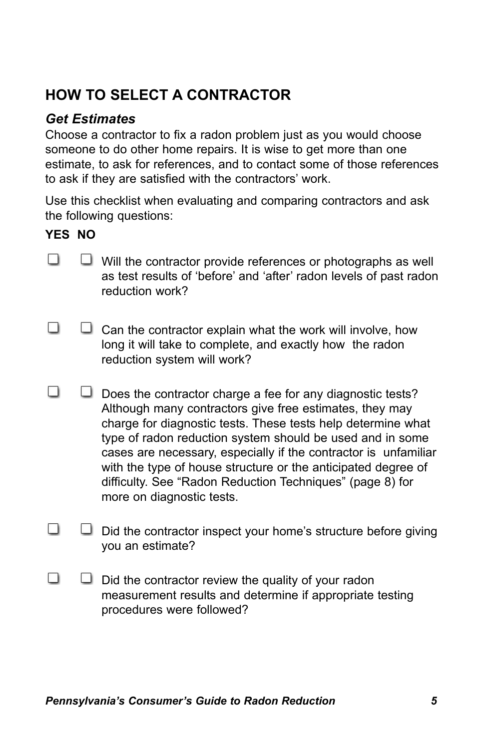## HOW TO SELECT A CONTRACTOR

### *Get Estimates*

Choose a contractor to fix a radon problem just as you would choose someone to do other home repairs. It is wise to get more than one estimate, to ask for references, and to contact some of those references to ask if they are satisfied with the contractors' work.

Use this checklist when evaluating and comparing contractors and ask the following questions:

| YES | NO | |
|---|---|---|
| ❑ | ❑ | Will the contractor provide references or photographs as well as test results of 'before' and 'after' radon levels of past radon reduction work? |
| ❑ | ❑ | Can the contractor explain what the work will involve, how long it will take to complete, and exactly how the radon reduction system will work? |
| ❑ | ❑ | Does the contractor charge a fee for any diagnostic tests? Although many contractors give free estimates, they may charge for diagnostic tests. These tests help determine what type of radon reduction system should be used and in some cases are necessary, especially if the contractor is unfamiliar with the type of house structure or the anticipated degree of difficulty. See "Radon Reduction Techniques" (page 8) for more on diagnostic tests. |
| ❑ | ❑ | Did the contractor inspect your home's structure before giving you an estimate? |
| ❑ | ❑ | Did the contractor review the quality of your radon measurement results and determine if appropriate testing procedures were followed? |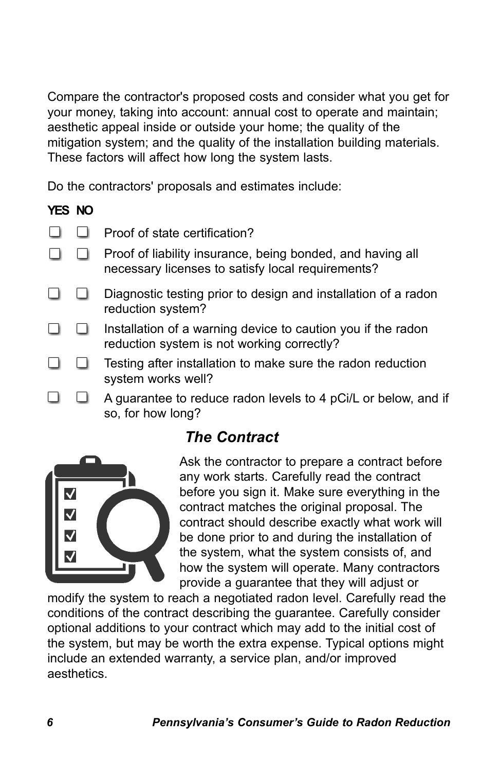Compare the contractor's proposed costs and consider what you get for your money, taking into account: annual cost to operate and maintain; aesthetic appeal inside or outside your home; the quality of the mitigation system; and the quality of the installation building materials. These factors will affect how long the system lasts.

Do the contractors' proposals and estimates include:

| YES | NO | |
|---|---|---|
| ☐ | ☐ | Proof of state certification? |
| ☐ | ☐ | Proof of liability insurance, being bonded, and having all necessary licenses to satisfy local requirements? |
| ☐ | ☐ | Diagnostic testing prior to design and installation of a radon reduction system? |
| ☐ | ☐ | Installation of a warning device to caution you if the radon reduction system is not working correctly? |
| ☐ | ☐ | Testing after installation to make sure the radon reduction system works well? |
| ☐ | ☐ | A guarantee to reduce radon levels to 4 pCi/L or below, and if so, for how long? |

## *The Contract*

Ask the contractor to prepare a contract before any work starts. Carefully read the contract before you sign it. Make sure everything in the contract matches the original proposal. The contract should describe exactly what work will be done prior to and during the installation of the system, what the system consists of, and how the system will operate. Many contractors provide a guarantee that they will adjust or modify the system to reach a negotiated radon level. Carefully read the conditions of the contract describing the guarantee. Carefully consider optional additions to your contract which may add to the initial cost of the system, but may be worth the extra expense. Typical options might include an extended warranty, a service plan, and/or improved aesthetics.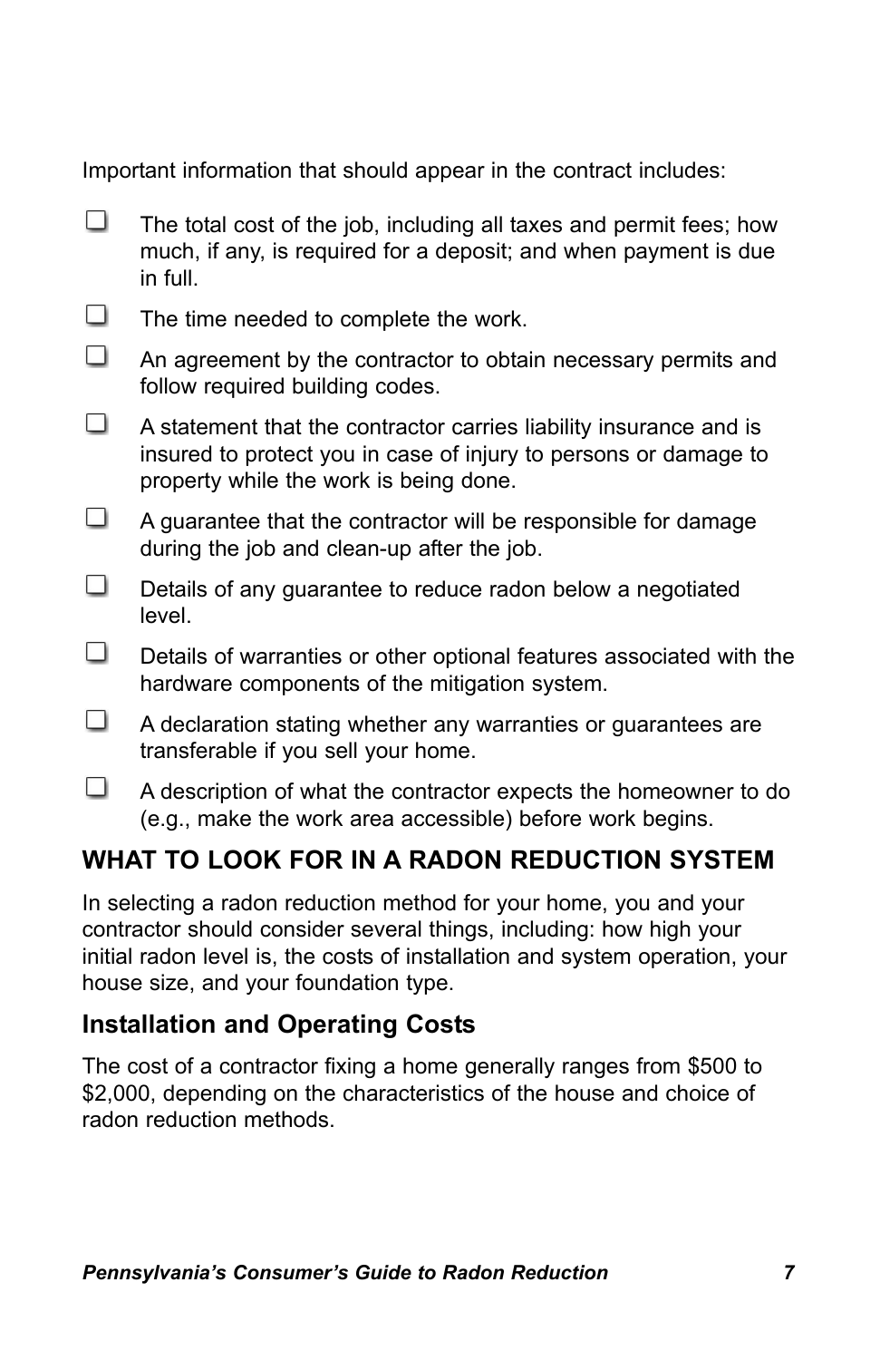Important information that should appear in the contract includes:

- ☐ The total cost of the job, including all taxes and permit fees; how much, if any, is required for a deposit; and when payment is due in full.
- ☐ The time needed to complete the work.
- ☐ An agreement by the contractor to obtain necessary permits and follow required building codes.
- ☐ A statement that the contractor carries liability insurance and is insured to protect you in case of injury to persons or damage to property while the work is being done.
- ☐ A guarantee that the contractor will be responsible for damage during the job and clean-up after the job.
- ☐ Details of any guarantee to reduce radon below a negotiated level.
- ☐ Details of warranties or other optional features associated with the hardware components of the mitigation system.
- ☐ A declaration stating whether any warranties or guarantees are transferable if you sell your home.
- ☐ A description of what the contractor expects the homeowner to do (e.g., make the work area accessible) before work begins.

## WHAT TO LOOK FOR IN A RADON REDUCTION SYSTEM

In selecting a radon reduction method for your home, you and your contractor should consider several things, including: how high your initial radon level is, the costs of installation and system operation, your house size, and your foundation type.

### Installation and Operating Costs

The cost of a contractor fixing a home generally ranges from $500 to $2,000, depending on the characteristics of the house and choice of radon reduction methods.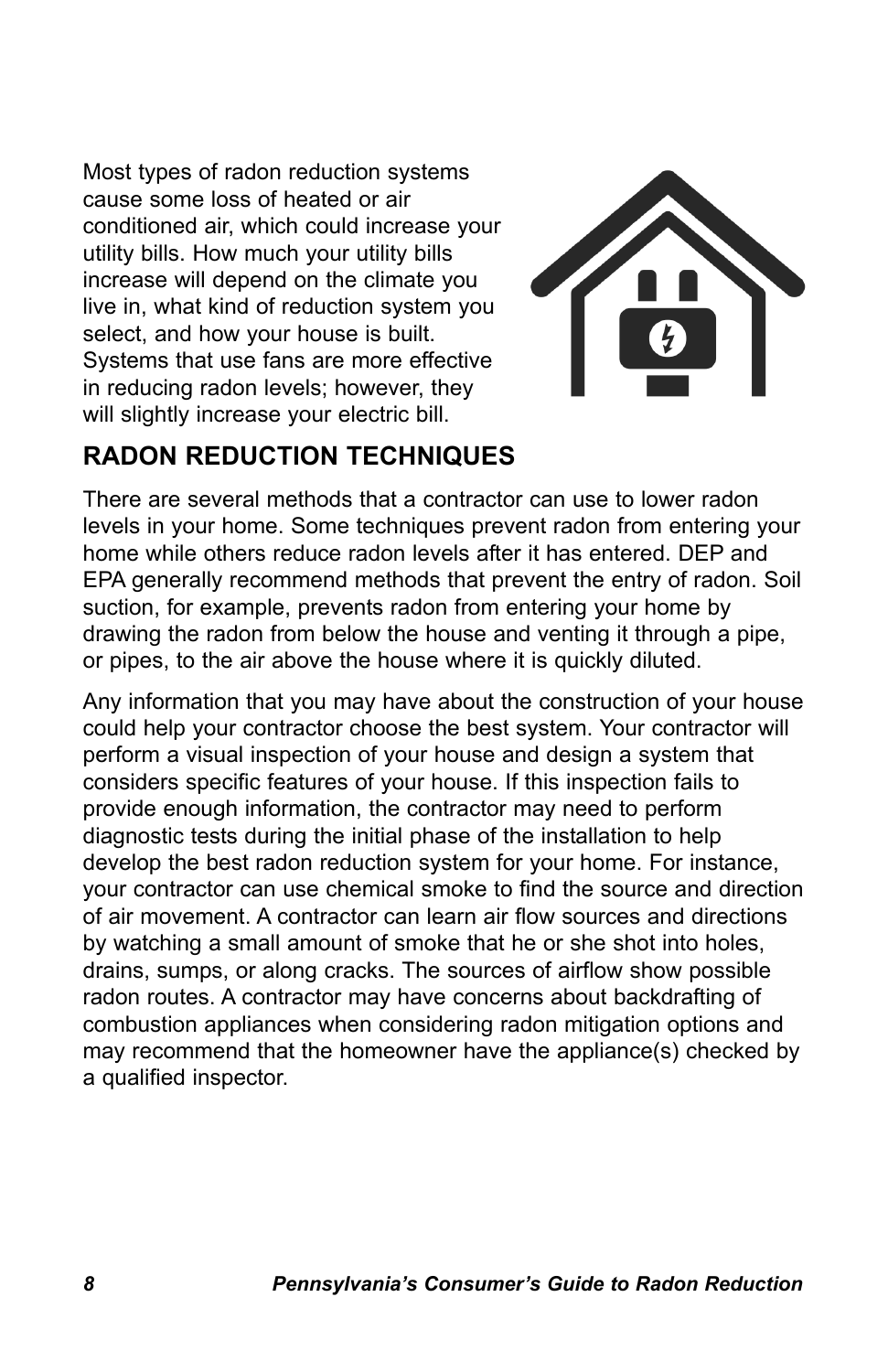Most types of radon reduction systems cause some loss of heated or air conditioned air, which could increase your utility bills. How much your utility bills increase will depend on the climate you live in, what kind of reduction system you select, and how your house is built. Systems that use fans are more effective in reducing radon levels; however, they will slightly increase your electric bill.

## RADON REDUCTION TECHNIQUES

There are several methods that a contractor can use to lower radon levels in your home. Some techniques prevent radon from entering your home while others reduce radon levels after it has entered. DEP and EPA generally recommend methods that prevent the entry of radon. Soil suction, for example, prevents radon from entering your home by drawing the radon from below the house and venting it through a pipe, or pipes, to the air above the house where it is quickly diluted.

Any information that you may have about the construction of your house could help your contractor choose the best system. Your contractor will perform a visual inspection of your house and design a system that considers specific features of your house. If this inspection fails to provide enough information, the contractor may need to perform diagnostic tests during the initial phase of the installation to help develop the best radon reduction system for your home. For instance, your contractor can use chemical smoke to find the source and direction of air movement. A contractor can learn air flow sources and directions by watching a small amount of smoke that he or she shot into holes, drains, sumps, or along cracks. The sources of airflow show possible radon routes. A contractor may have concerns about backdrafting of combustion appliances when considering radon mitigation options and may recommend that the homeowner have the appliance(s) checked by a qualified inspector.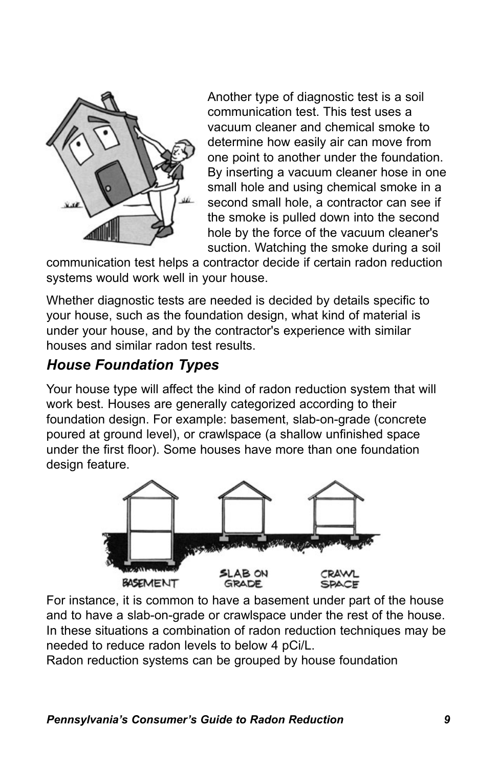Another type of diagnostic test is a soil communication test. This test uses a vacuum cleaner and chemical smoke to determine how easily air can move from one point to another under the foundation. By inserting a vacuum cleaner hose in one small hole and using chemical smoke in a second small hole, a contractor can see if the smoke is pulled down into the second hole by the force of the vacuum cleaner's suction. Watching the smoke during a soil communication test helps a contractor decide if certain radon reduction systems would work well in your house.

Whether diagnostic tests are needed is decided by details specific to your house, such as the foundation design, what kind of material is under your house, and by the contractor's experience with similar houses and similar radon test results.

## *House Foundation Types*

Your house type will affect the kind of radon reduction system that will work best. Houses are generally categorized according to their foundation design. For example: basement, slab-on-grade (concrete poured at ground level), or crawlspace (a shallow unfinished space under the first floor). Some houses have more than one foundation design feature.

For instance, it is common to have a basement under part of the house and to have a slab-on-grade or crawlspace under the rest of the house. In these situations a combination of radon reduction techniques may be needed to reduce radon levels to below 4 pCi/L.

Radon reduction systems can be grouped by house foundation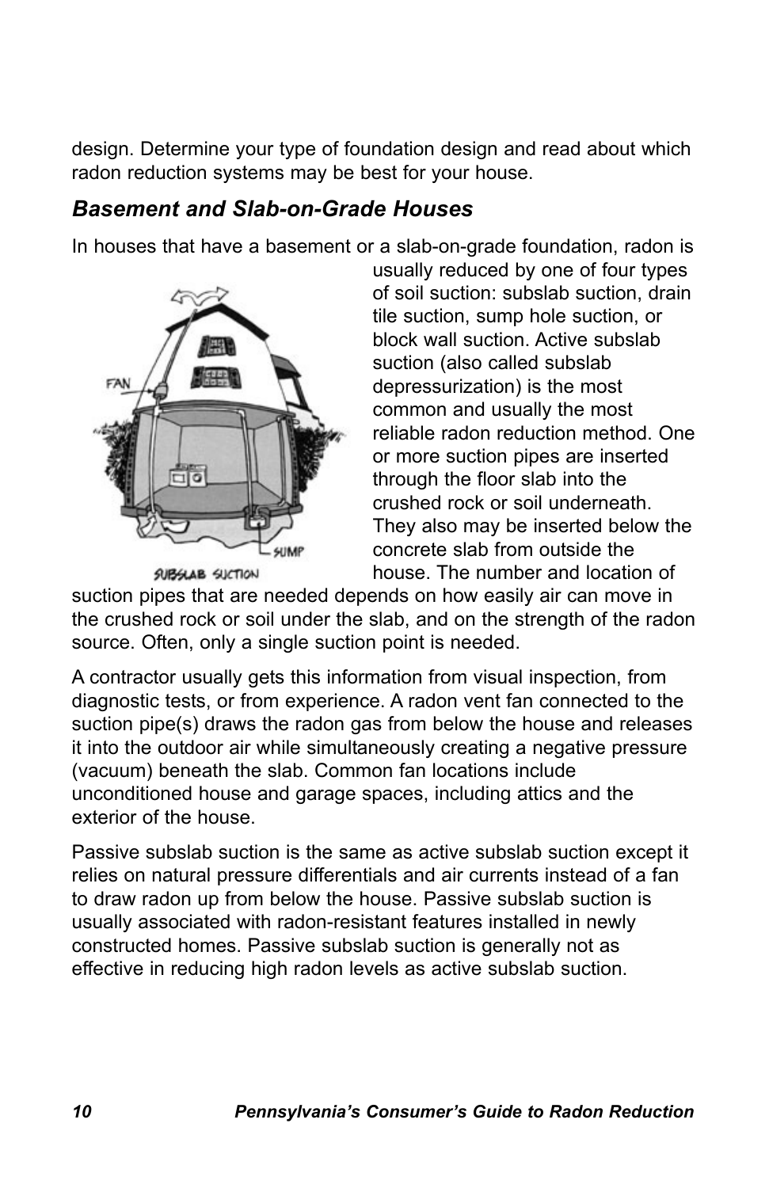design. Determine your type of foundation design and read about which radon reduction systems may be best for your house.

### *Basement and Slab-on-Grade Houses*

In houses that have a basement or a slab-on-grade foundation, radon is usually reduced by one of four types of soil suction: subslab suction, drain tile suction, sump hole suction, or block wall suction. Active subslab suction (also called subslab depressurization) is the most common and usually the most reliable radon reduction method. One or more suction pipes are inserted through the floor slab into the crushed rock or soil underneath. They also may be inserted below the concrete slab from outside the house. The number and location of suction pipes that are needed depends on how easily air can move in the crushed rock or soil under the slab, and on the strength of the radon source. Often, only a single suction point is needed.

A contractor usually gets this information from visual inspection, from diagnostic tests, or from experience. A radon vent fan connected to the suction pipe(s) draws the radon gas from below the house and releases it into the outdoor air while simultaneously creating a negative pressure (vacuum) beneath the slab. Common fan locations include unconditioned house and garage spaces, including attics and the exterior of the house.

Passive subslab suction is the same as active subslab suction except it relies on natural pressure differentials and air currents instead of a fan to draw radon up from below the house. Passive subslab suction is usually associated with radon-resistant features installed in newly constructed homes. Passive subslab suction is generally not as effective in reducing high radon levels as active subslab suction.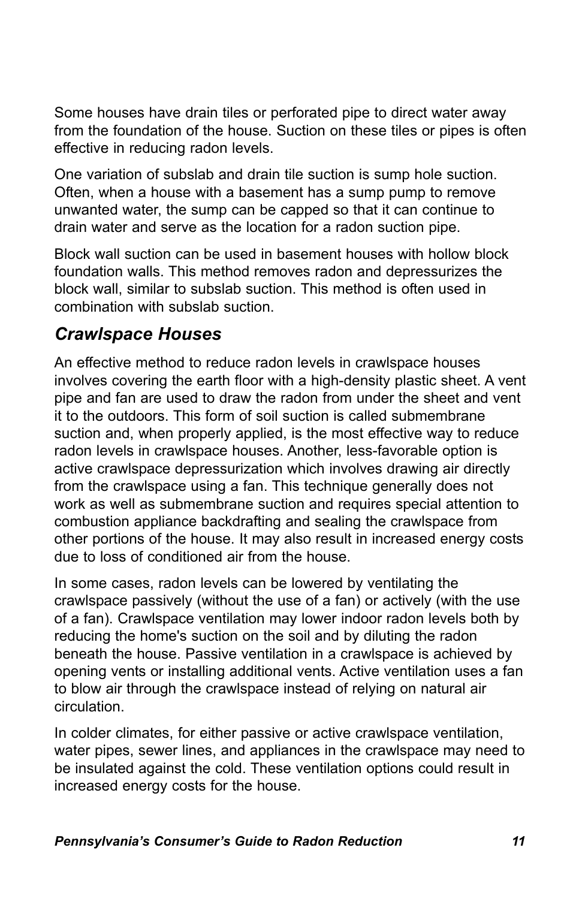Some houses have drain tiles or perforated pipe to direct water away from the foundation of the house. Suction on these tiles or pipes is often effective in reducing radon levels.

One variation of subslab and drain tile suction is sump hole suction. Often, when a house with a basement has a sump pump to remove unwanted water, the sump can be capped so that it can continue to drain water and serve as the location for a radon suction pipe.

Block wall suction can be used in basement houses with hollow block foundation walls. This method removes radon and depressurizes the block wall, similar to subslab suction. This method is often used in combination with subslab suction.

## *Crawlspace Houses*

An effective method to reduce radon levels in crawlspace houses involves covering the earth floor with a high-density plastic sheet. A vent pipe and fan are used to draw the radon from under the sheet and vent it to the outdoors. This form of soil suction is called submembrane suction and, when properly applied, is the most effective way to reduce radon levels in crawlspace houses. Another, less-favorable option is active crawlspace depressurization which involves drawing air directly from the crawlspace using a fan. This technique generally does not work as well as submembrane suction and requires special attention to combustion appliance backdrafting and sealing the crawlspace from other portions of the house. It may also result in increased energy costs due to loss of conditioned air from the house.

In some cases, radon levels can be lowered by ventilating the crawlspace passively (without the use of a fan) or actively (with the use of a fan). Crawlspace ventilation may lower indoor radon levels both by reducing the home's suction on the soil and by diluting the radon beneath the house. Passive ventilation in a crawlspace is achieved by opening vents or installing additional vents. Active ventilation uses a fan to blow air through the crawlspace instead of relying on natural air circulation.

In colder climates, for either passive or active crawlspace ventilation, water pipes, sewer lines, and appliances in the crawlspace may need to be insulated against the cold. These ventilation options could result in increased energy costs for the house.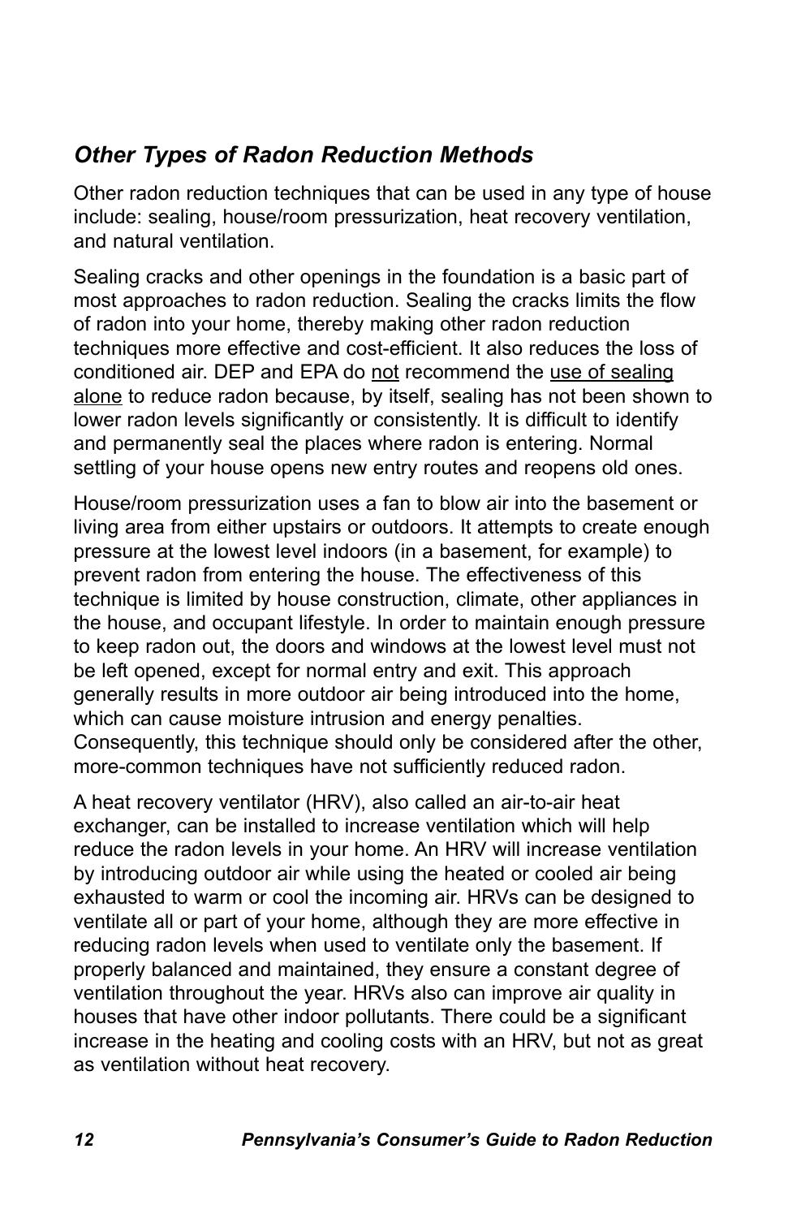### *Other Types of Radon Reduction Methods*

Other radon reduction techniques that can be used in any type of house include: sealing, house/room pressurization, heat recovery ventilation, and natural ventilation.

Sealing cracks and other openings in the foundation is a basic part of most approaches to radon reduction. Sealing the cracks limits the flow of radon into your home, thereby making other radon reduction techniques more effective and cost-efficient. It also reduces the loss of conditioned air. DEP and EPA do <u>not</u> recommend the <u>use of sealing alone</u> to reduce radon because, by itself, sealing has not been shown to lower radon levels significantly or consistently. It is difficult to identify and permanently seal the places where radon is entering. Normal settling of your house opens new entry routes and reopens old ones.

House/room pressurization uses a fan to blow air into the basement or living area from either upstairs or outdoors. It attempts to create enough pressure at the lowest level indoors (in a basement, for example) to prevent radon from entering the house. The effectiveness of this technique is limited by house construction, climate, other appliances in the house, and occupant lifestyle. In order to maintain enough pressure to keep radon out, the doors and windows at the lowest level must not be left opened, except for normal entry and exit. This approach generally results in more outdoor air being introduced into the home, which can cause moisture intrusion and energy penalties. Consequently, this technique should only be considered after the other, more-common techniques have not sufficiently reduced radon.

A heat recovery ventilator (HRV), also called an air-to-air heat exchanger, can be installed to increase ventilation which will help reduce the radon levels in your home. An HRV will increase ventilation by introducing outdoor air while using the heated or cooled air being exhausted to warm or cool the incoming air. HRVs can be designed to ventilate all or part of your home, although they are more effective in reducing radon levels when used to ventilate only the basement. If properly balanced and maintained, they ensure a constant degree of ventilation throughout the year. HRVs also can improve air quality in houses that have other indoor pollutants. There could be a significant increase in the heating and cooling costs with an HRV, but not as great as ventilation without heat recovery.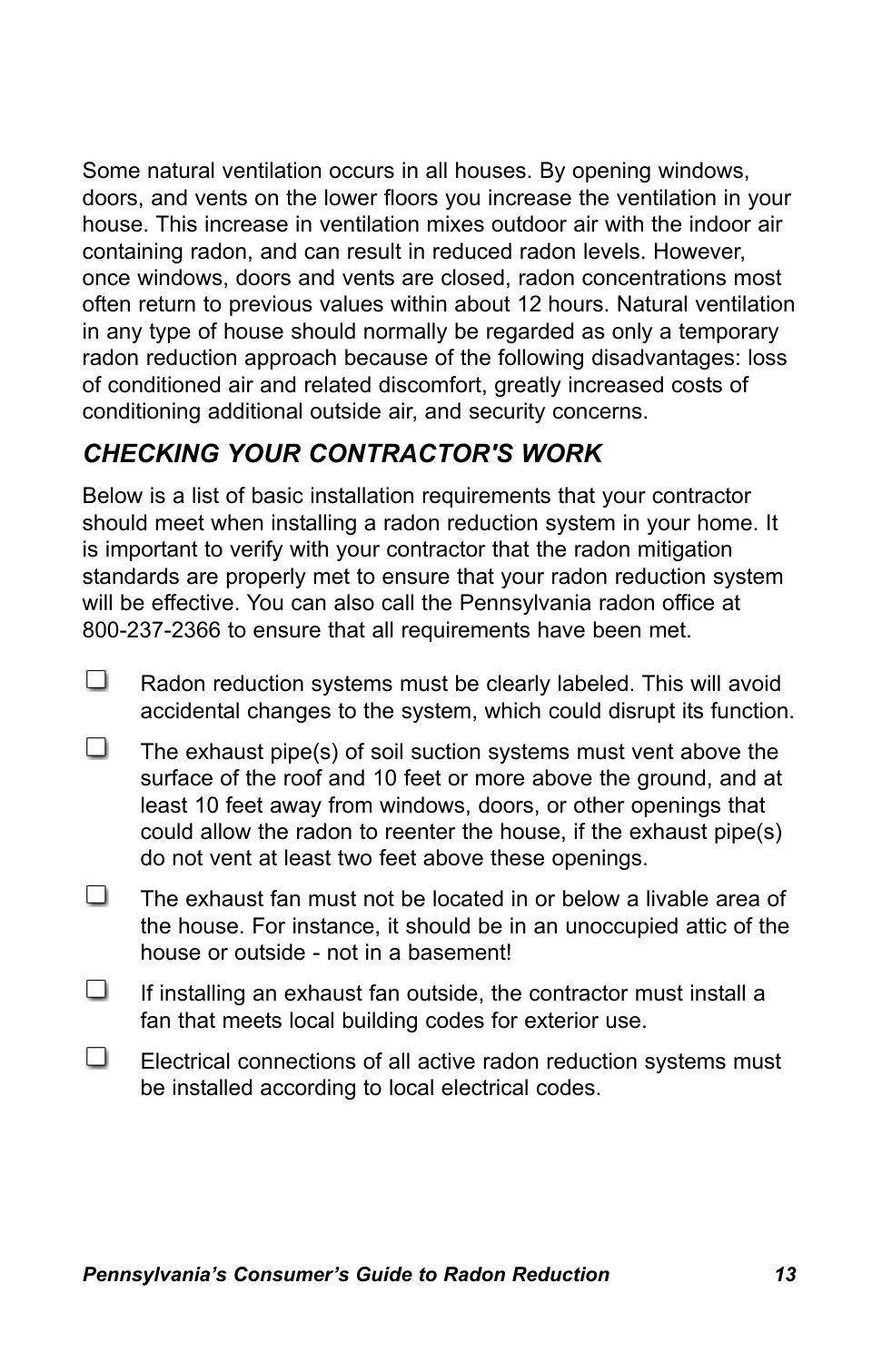Some natural ventilation occurs in all houses. By opening windows, doors, and vents on the lower floors you increase the ventilation in your house. This increase in ventilation mixes outdoor air with the indoor air containing radon, and can result in reduced radon levels. However, once windows, doors and vents are closed, radon concentrations most often return to previous values within about 12 hours. Natural ventilation in any type of house should normally be regarded as only a temporary radon reduction approach because of the following disadvantages: loss of conditioned air and related discomfort, greatly increased costs of conditioning additional outside air, and security concerns.

## *CHECKING YOUR CONTRACTOR'S WORK*

Below is a list of basic installation requirements that your contractor should meet when installing a radon reduction system in your home. It is important to verify with your contractor that the radon mitigation standards are properly met to ensure that your radon reduction system will be effective. You can also call the Pennsylvania radon office at 800-237-2366 to ensure that all requirements have been met.

- [ ] Radon reduction systems must be clearly labeled. This will avoid accidental changes to the system, which could disrupt its function.
- [ ] The exhaust pipe(s) of soil suction systems must vent above the surface of the roof and 10 feet or more above the ground, and at least 10 feet away from windows, doors, or other openings that could allow the radon to reenter the house, if the exhaust pipe(s) do not vent at least two feet above these openings.
- [ ] The exhaust fan must not be located in or below a livable area of the house. For instance, it should be in an unoccupied attic of the house or outside - not in a basement!
- [ ] If installing an exhaust fan outside, the contractor must install a fan that meets local building codes for exterior use.
- [ ] Electrical connections of all active radon reduction systems must be installed according to local electrical codes.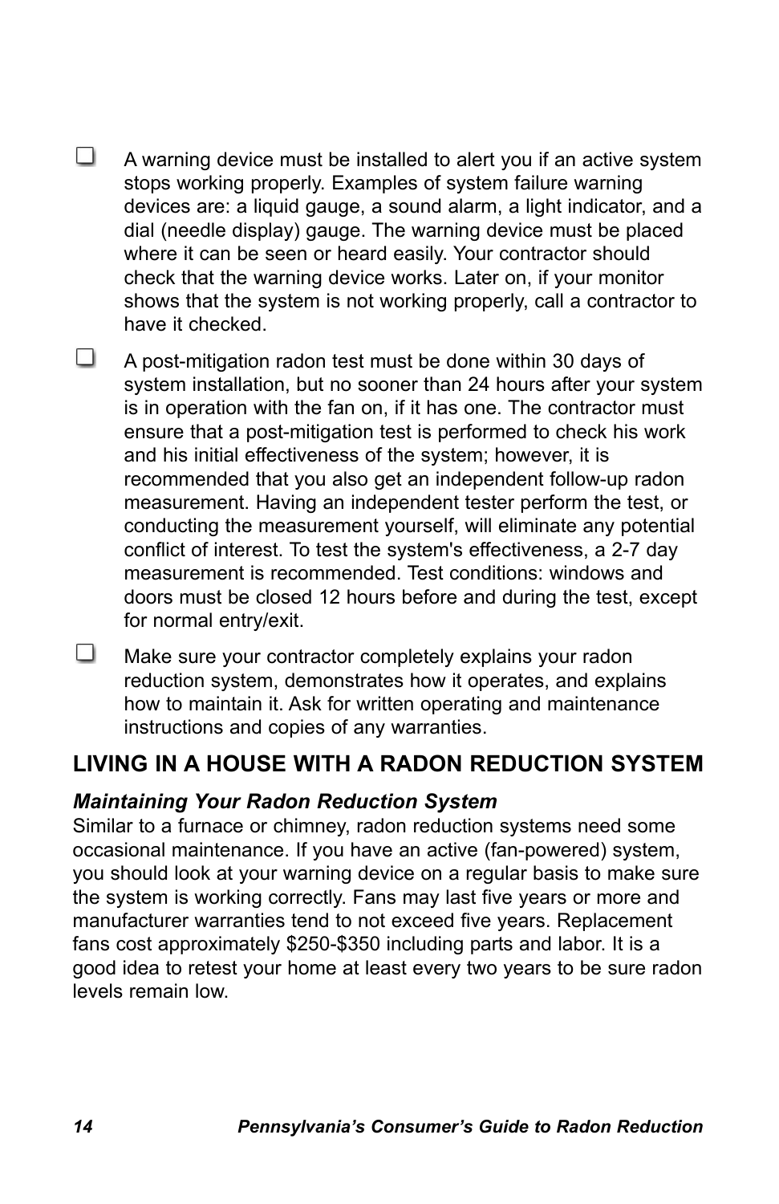- [ ] A warning device must be installed to alert you if an active system stops working properly. Examples of system failure warning devices are: a liquid gauge, a sound alarm, a light indicator, and a dial (needle display) gauge. The warning device must be placed where it can be seen or heard easily. Your contractor should check that the warning device works. Later on, if your monitor shows that the system is not working properly, call a contractor to have it checked.

- [ ] A post-mitigation radon test must be done within 30 days of system installation, but no sooner than 24 hours after your system is in operation with the fan on, if it has one. The contractor must ensure that a post-mitigation test is performed to check his work and his initial effectiveness of the system; however, it is recommended that you also get an independent follow-up radon measurement. Having an independent tester perform the test, or conducting the measurement yourself, will eliminate any potential conflict of interest. To test the system's effectiveness, a 2-7 day measurement is recommended. Test conditions: windows and doors must be closed 12 hours before and during the test, except for normal entry/exit.

- [ ] Make sure your contractor completely explains your radon reduction system, demonstrates how it operates, and explains how to maintain it. Ask for written operating and maintenance instructions and copies of any warranties.

## LIVING IN A HOUSE WITH A RADON REDUCTION SYSTEM

### *Maintaining Your Radon Reduction System*

Similar to a furnace or chimney, radon reduction systems need some occasional maintenance. If you have an active (fan-powered) system, you should look at your warning device on a regular basis to make sure the system is working correctly. Fans may last five years or more and manufacturer warranties tend to not exceed five years. Replacement fans cost approximately $250-$350 including parts and labor. It is a good idea to retest your home at least every two years to be sure radon levels remain low.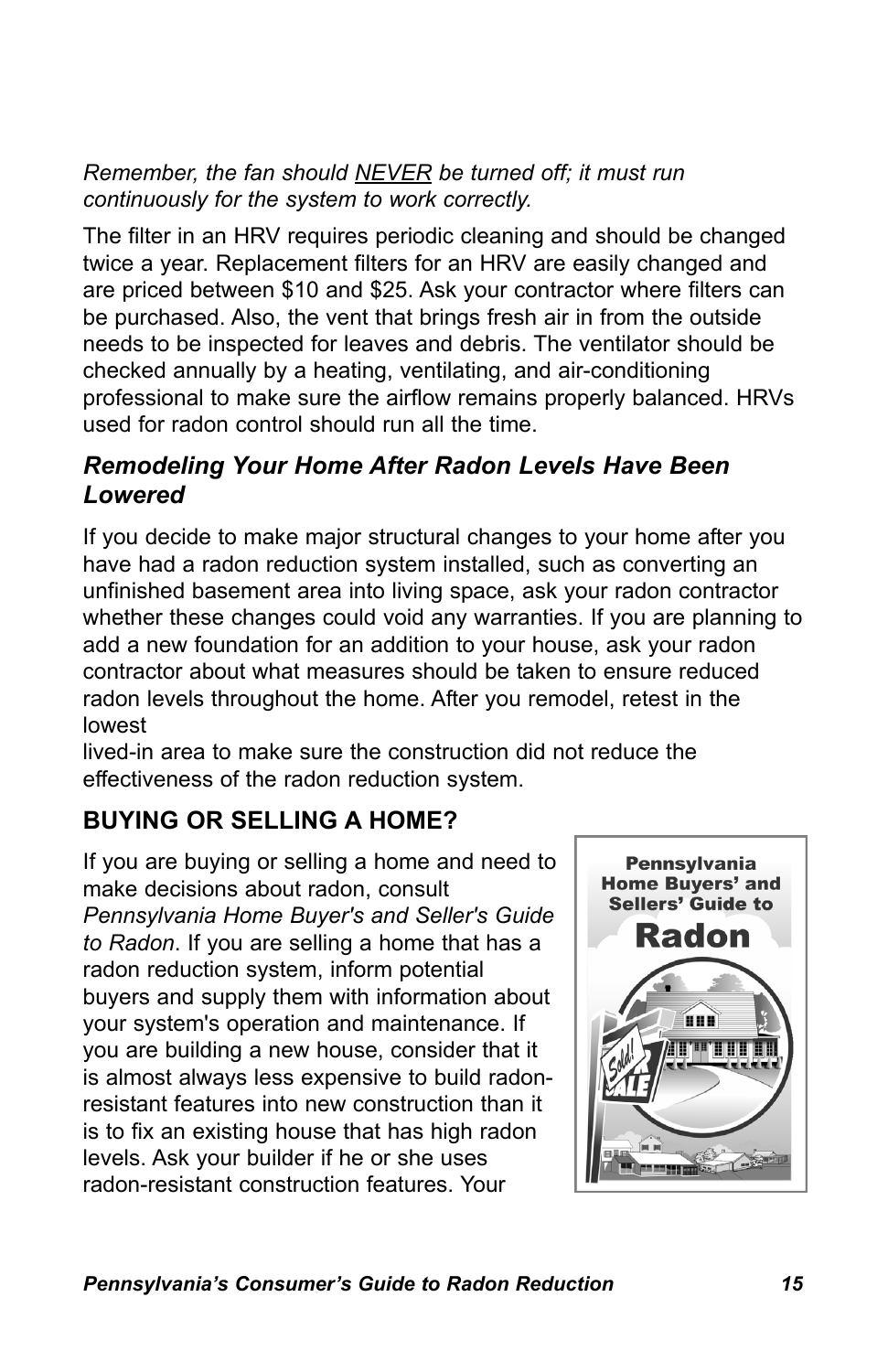*Remember, the fan should NEVER be turned off; it must run continuously for the system to work correctly.*

The filter in an HRV requires periodic cleaning and should be changed twice a year. Replacement filters for an HRV are easily changed and are priced between $10 and $25. Ask your contractor where filters can be purchased. Also, the vent that brings fresh air in from the outside needs to be inspected for leaves and debris. The ventilator should be checked annually by a heating, ventilating, and air-conditioning professional to make sure the airflow remains properly balanced. HRVs used for radon control should run all the time.

### *Remodeling Your Home After Radon Levels Have Been Lowered*

If you decide to make major structural changes to your home after you have had a radon reduction system installed, such as converting an unfinished basement area into living space, ask your radon contractor whether these changes could void any warranties. If you are planning to add a new foundation for an addition to your house, ask your radon contractor about what measures should be taken to ensure reduced radon levels throughout the home. After you remodel, retest in the lowest lived-in area to make sure the construction did not reduce the effectiveness of the radon reduction system.

## BUYING OR SELLING A HOME?

If you are buying or selling a home and need to make decisions about radon, consult *Pennsylvania Home Buyer's and Seller's Guide to Radon*. If you are selling a home that has a radon reduction system, inform potential buyers and supply them with information about your system's operation and maintenance. If you are building a new house, consider that it is almost always less expensive to build radon-resistant features into new construction than it is to fix an existing house that has high radon levels. Ask your builder if he or she uses radon-resistant construction features. Your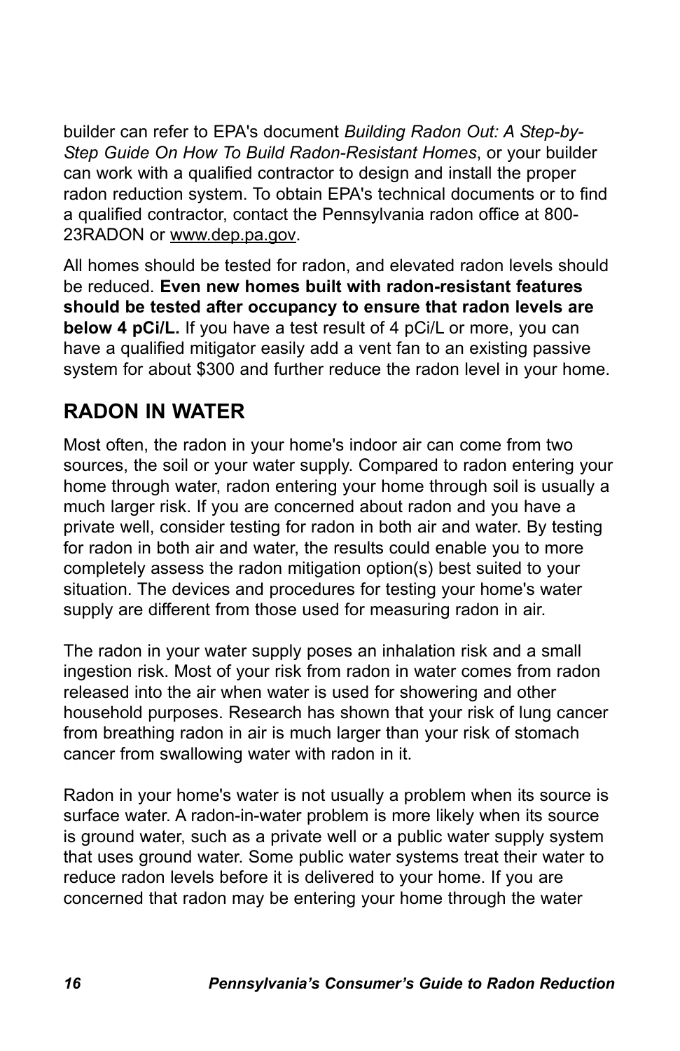builder can refer to EPA's document *Building Radon Out: A Step-by-Step Guide On How To Build Radon-Resistant Homes*, or your builder can work with a qualified contractor to design and install the proper radon reduction system. To obtain EPA's technical documents or to find a qualified contractor, contact the Pennsylvania radon office at 800-23RADON or www.dep.pa.gov.

All homes should be tested for radon, and elevated radon levels should be reduced. **Even new homes built with radon-resistant features should be tested after occupancy to ensure that radon levels are below 4 pCi/L.** If you have a test result of 4 pCi/L or more, you can have a qualified mitigator easily add a vent fan to an existing passive system for about $300 and further reduce the radon level in your home.

## RADON IN WATER

Most often, the radon in your home's indoor air can come from two sources, the soil or your water supply. Compared to radon entering your home through water, radon entering your home through soil is usually a much larger risk. If you are concerned about radon and you have a private well, consider testing for radon in both air and water. By testing for radon in both air and water, the results could enable you to more completely assess the radon mitigation option(s) best suited to your situation. The devices and procedures for testing your home's water supply are different from those used for measuring radon in air.

The radon in your water supply poses an inhalation risk and a small ingestion risk. Most of your risk from radon in water comes from radon released into the air when water is used for showering and other household purposes. Research has shown that your risk of lung cancer from breathing radon in air is much larger than your risk of stomach cancer from swallowing water with radon in it.

Radon in your home's water is not usually a problem when its source is surface water. A radon-in-water problem is more likely when its source is ground water, such as a private well or a public water supply system that uses ground water. Some public water systems treat their water to reduce radon levels before it is delivered to your home. If you are concerned that radon may be entering your home through the water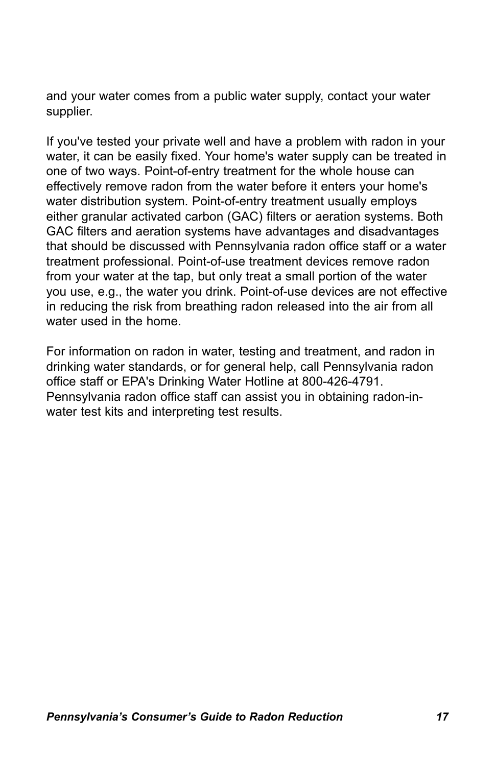and your water comes from a public water supply, contact your water supplier.

If you've tested your private well and have a problem with radon in your water, it can be easily fixed. Your home's water supply can be treated in one of two ways. Point-of-entry treatment for the whole house can effectively remove radon from the water before it enters your home's water distribution system. Point-of-entry treatment usually employs either granular activated carbon (GAC) filters or aeration systems. Both GAC filters and aeration systems have advantages and disadvantages that should be discussed with Pennsylvania radon office staff or a water treatment professional. Point-of-use treatment devices remove radon from your water at the tap, but only treat a small portion of the water you use, e.g., the water you drink. Point-of-use devices are not effective in reducing the risk from breathing radon released into the air from all water used in the home.

For information on radon in water, testing and treatment, and radon in drinking water standards, or for general help, call Pennsylvania radon office staff or EPA's Drinking Water Hotline at 800-426-4791. Pennsylvania radon office staff can assist you in obtaining radon-in-water test kits and interpreting test results.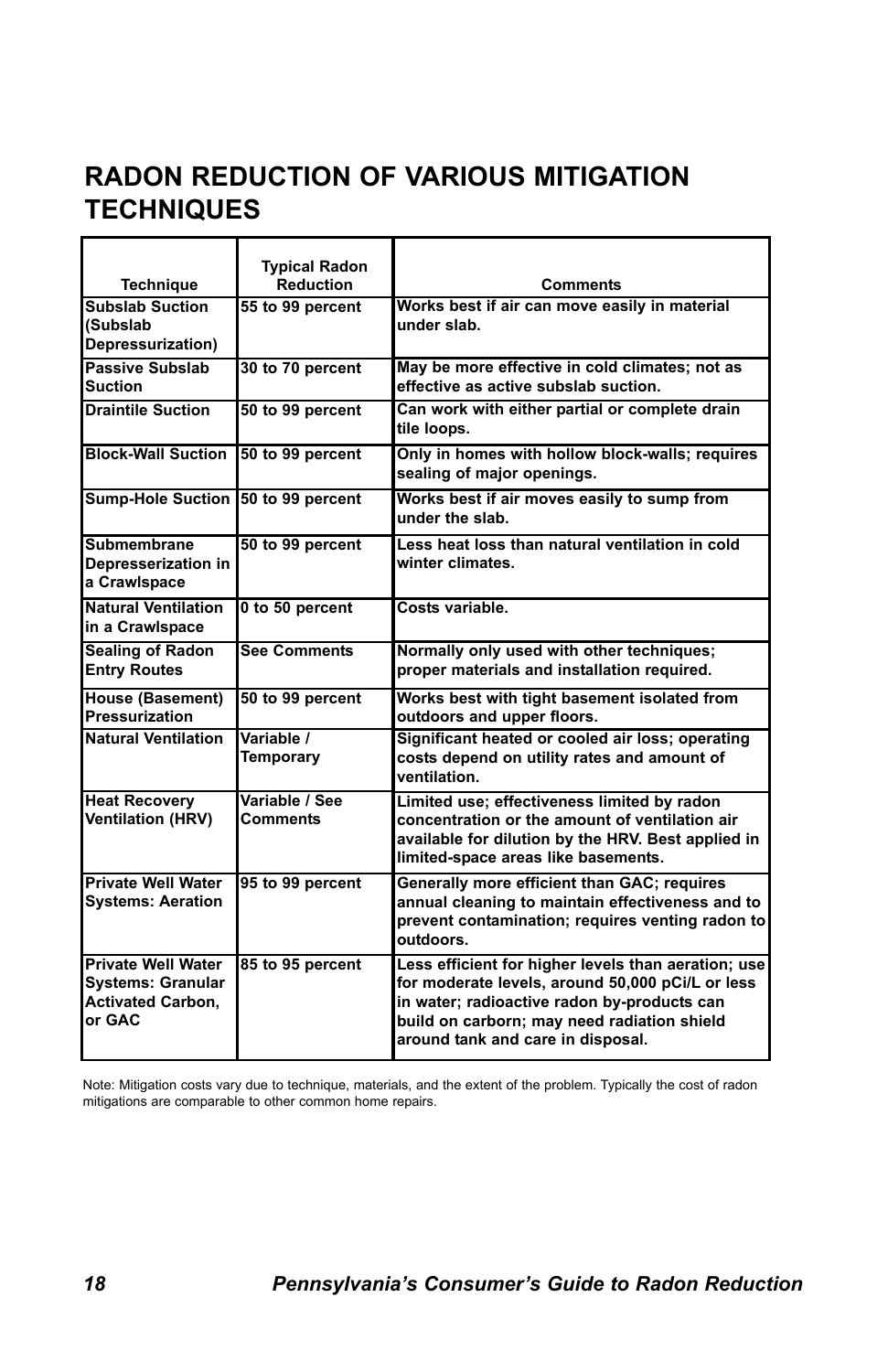# RADON REDUCTION OF VARIOUS MITIGATION TECHNIQUES

| Technique | Typical Radon Reduction | Comments |
|---|---|---|
| **Subslab Suction (Subslab Depressurization)** | **55 to 99 percent** | **Works best if air can move easily in material under slab.** |
| **Passive Subslab Suction** | **30 to 70 percent** | **May be more effective in cold climates; not as effective as active subslab suction.** |
| **Draintile Suction** | **50 to 99 percent** | **Can work with either partial or complete drain tile loops.** |
| **Block-Wall Suction** | **50 to 99 percent** | **Only in homes with hollow block-walls; requires sealing of major openings.** |
| **Sump-Hole Suction** | **50 to 99 percent** | **Works best if air moves easily to sump from under the slab.** |
| **Submembrane Depresserization in a Crawlspace** | **50 to 99 percent** | **Less heat loss than natural ventilation in cold winter climates.** |
| **Natural Ventilation in a Crawlspace** | **0 to 50 percent** | **Costs variable.** |
| **Sealing of Radon Entry Routes** | **See Comments** | **Normally only used with other techniques; proper materials and installation required.** |
| **House (Basement) Pressurization** | **50 to 99 percent** | **Works best with tight basement isolated from outdoors and upper floors.** |
| **Natural Ventilation** | **Variable / Temporary** | **Significant heated or cooled air loss; operating costs depend on utility rates and amount of ventilation.** |
| **Heat Recovery Ventilation (HRV)** | **Variable / See Comments** | **Limited use; effectiveness limited by radon concentration or the amount of ventilation air available for dilution by the HRV. Best applied in limited-space areas like basements.** |
| **Private Well Water Systems: Aeration** | **95 to 99 percent** | **Generally more efficient than GAC; requires annual cleaning to maintain effectiveness and to prevent contamination; requires venting radon to outdoors.** |
| **Private Well Water Systems: Granular Activated Carbon, or GAC** | **85 to 95 percent** | **Less efficient for higher levels than aeration; use for moderate levels, around 50,000 pCi/L or less in water; radioactive radon by-products can build on carborn; may need radiation shield around tank and care in disposal.** |

Note: Mitigation costs vary due to technique, materials, and the extent of the problem. Typically the cost of radon mitigations are comparable to other common home repairs.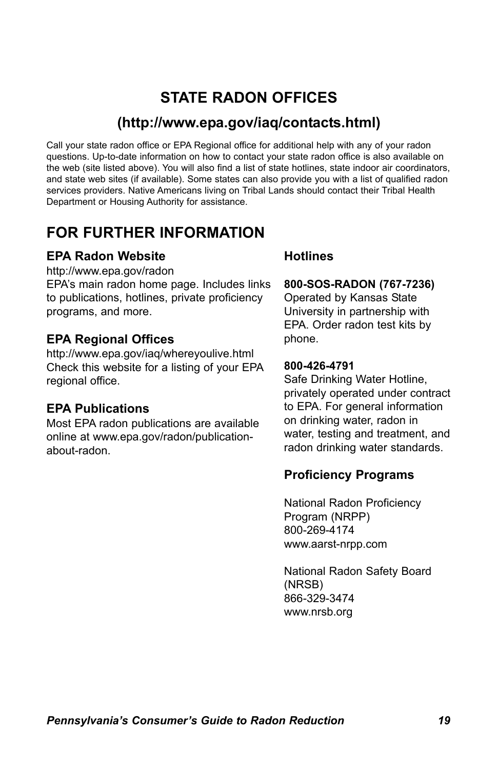# STATE RADON OFFICES

## (http://www.epa.gov/iaq/contacts.html)

Call your state radon office or EPA Regional office for additional help with any of your radon questions. Up-to-date information on how to contact your state radon office is also available on the web (site listed above). You will also find a list of state hotlines, state indoor air coordinators, and state web sites (if available). Some states can also provide you with a list of qualified radon services providers. Native Americans living on Tribal Lands should contact their Tribal Health Department or Housing Authority for assistance.

# FOR FURTHER INFORMATION

### EPA Radon Website

http://www.epa.gov/radon
EPA's main radon home page. Includes links to publications, hotlines, private proficiency programs, and more.

### EPA Regional Offices

http://www.epa.gov/iaq/whereyoulive.html
Check this website for a listing of your EPA regional office.

### EPA Publications

Most EPA radon publications are available online at www.epa.gov/radon/publication-about-radon.

### Hotlines

**800-SOS-RADON (767-7236)**
Operated by Kansas State University in partnership with EPA. Order radon test kits by phone.

**800-426-4791**
Safe Drinking Water Hotline, privately operated under contract to EPA. For general information on drinking water, radon in water, testing and treatment, and radon drinking water standards.

### Proficiency Programs

National Radon Proficiency Program (NRPP)
800-269-4174
www.aarst-nrpp.com

National Radon Safety Board (NRSB)
866-329-3474
www.nrsb.org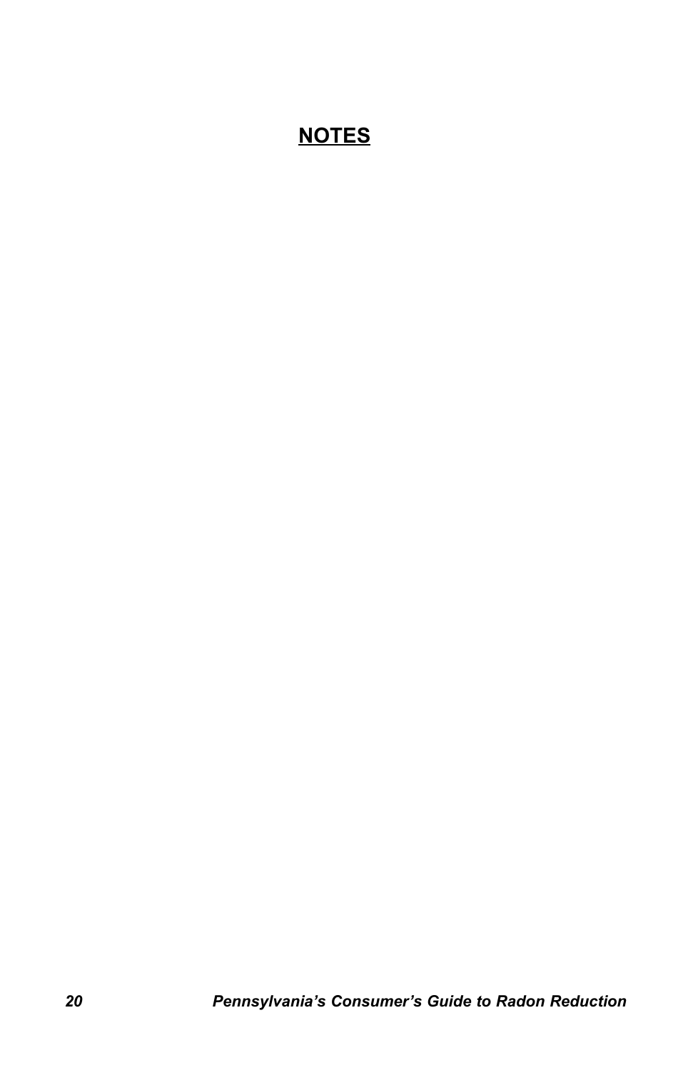## NOTES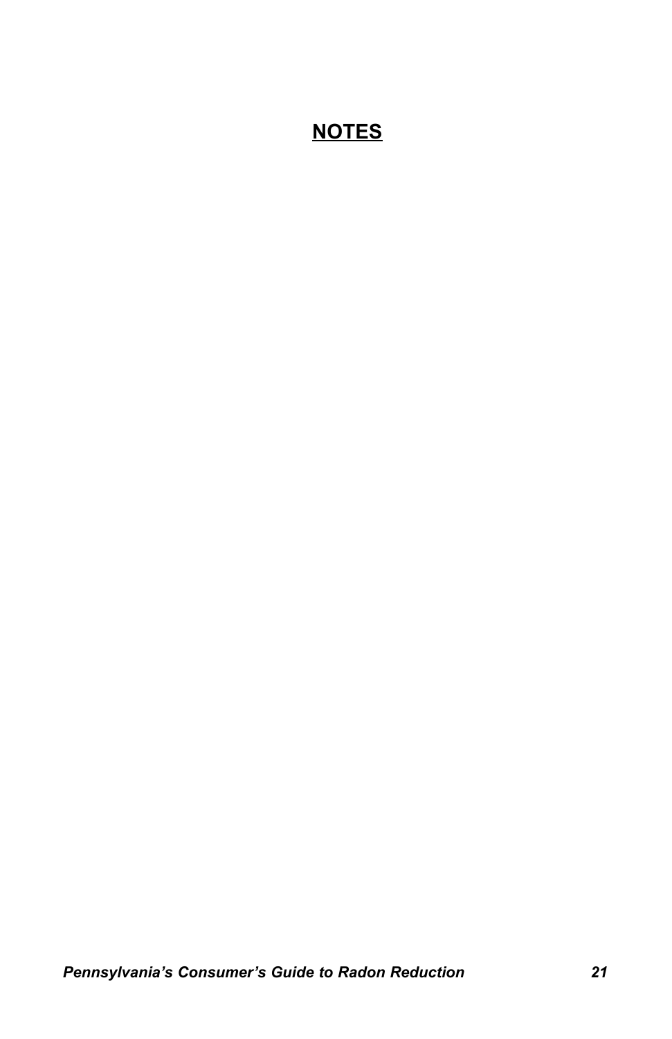# NOTES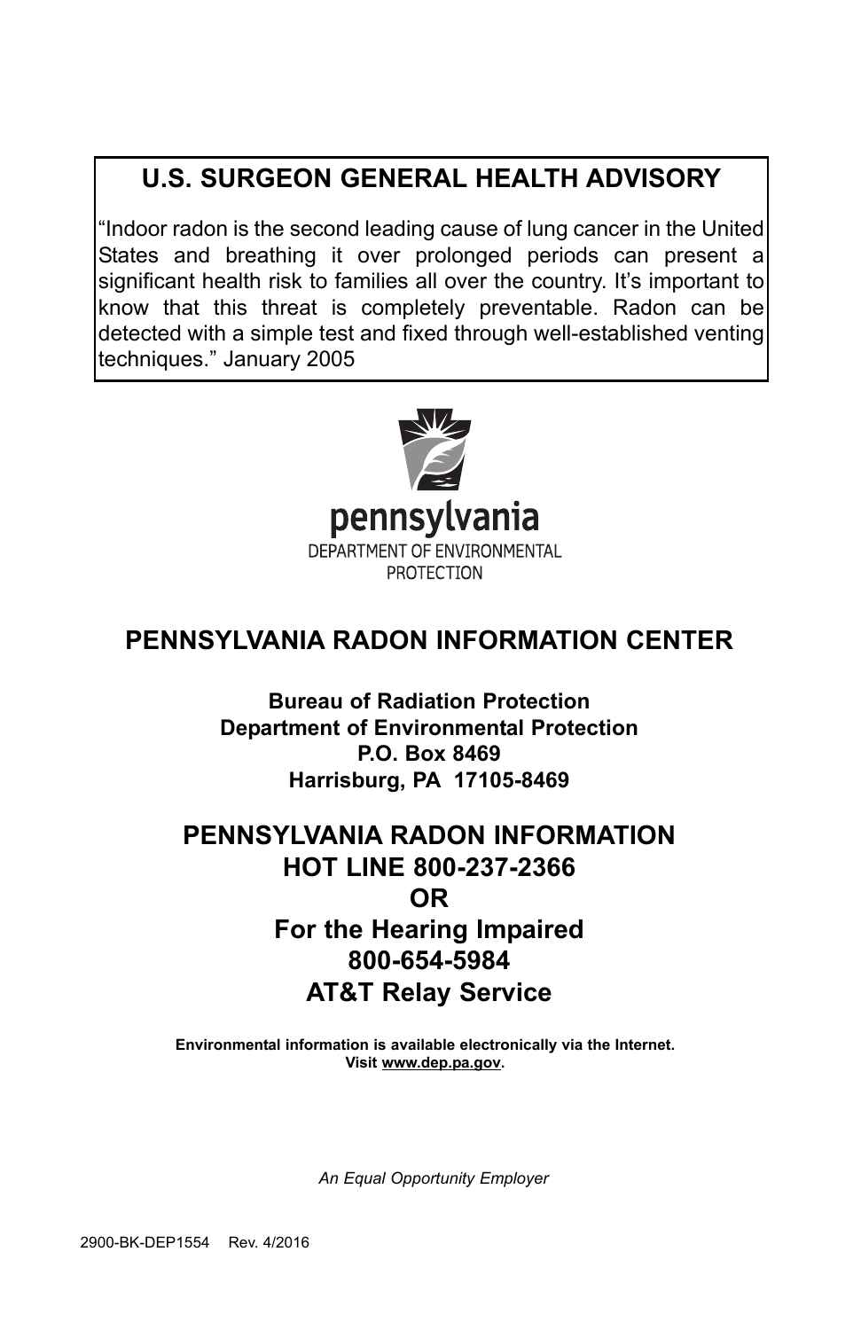## U.S. SURGEON GENERAL HEALTH ADVISORY

"Indoor radon is the second leading cause of lung cancer in the United States and breathing it over prolonged periods can present a significant health risk to families all over the country. It's important to know that this threat is completely preventable. Radon can be detected with a simple test and fixed through well-established venting techniques." January 2005

pennsylvania
DEPARTMENT OF ENVIRONMENTAL PROTECTION

## PENNSYLVANIA RADON INFORMATION CENTER

**Bureau of Radiation Protection**
**Department of Environmental Protection**
**P.O. Box 8469**
**Harrisburg, PA 17105-8469**

## PENNSYLVANIA RADON INFORMATION HOT LINE 800-237-2366 OR For the Hearing Impaired 800-654-5984 AT&T Relay Service

**Environmental information is available electronically via the Internet.**
**Visit www.dep.pa.gov.**

*An Equal Opportunity Employer*

2900-BK-DEP1554 Rev. 4/2016